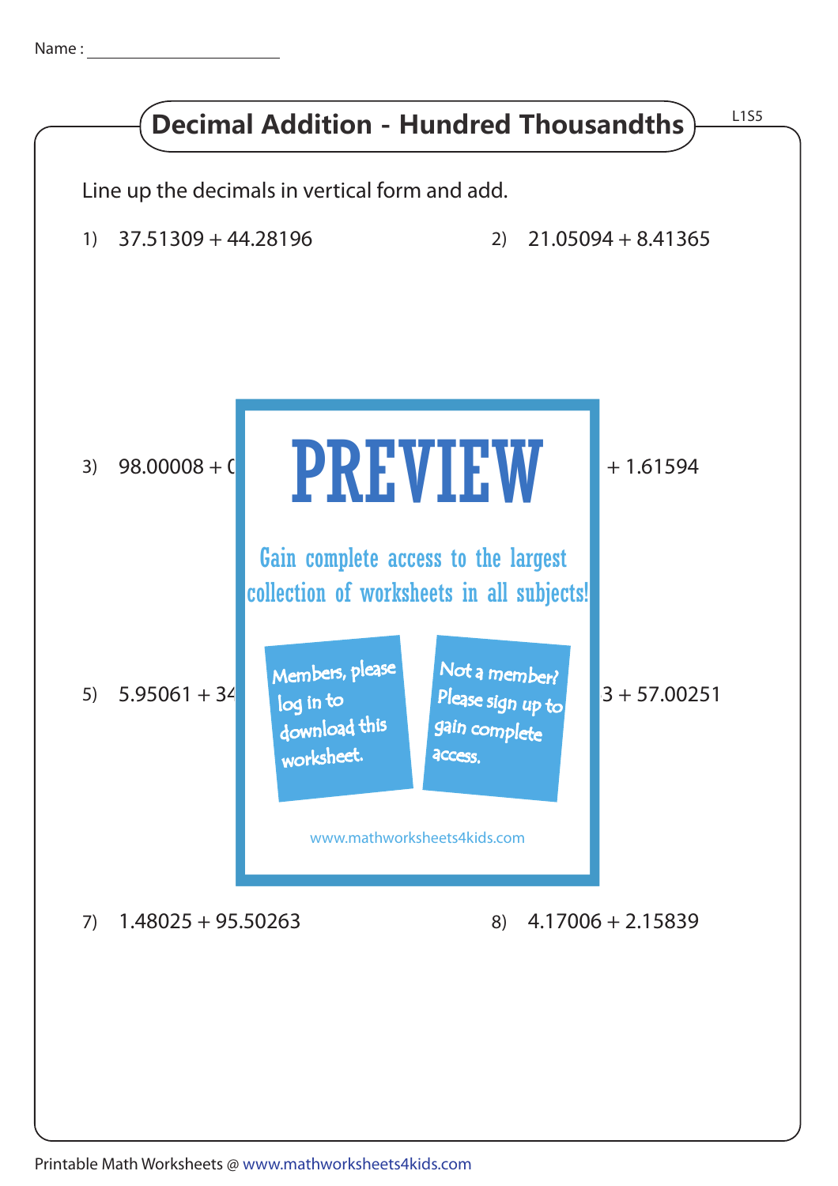Name :

# Decimal Addition - Hundred Thousandths

L1S5

Line up the decimals in vertical form and add.

1) 37.51309 + 44.28196

2) 21.05094 + 8.41365

3) 98.00008 + 0

+ 1.61594

PREVIEW

Gain complete access to the largest collection of worksheets in all subjects!

Members, please log in to download this worksheet.

Not a member? Please sign up to gain complete access.

www.mathworksheets4kids.com

5) 5.95061 + 34

3 + 57.00251

7) 1.48025 + 95.50263

8) 4.17006 + 2.15839

Printable Math Worksheets @ www.mathworksheets4kids.com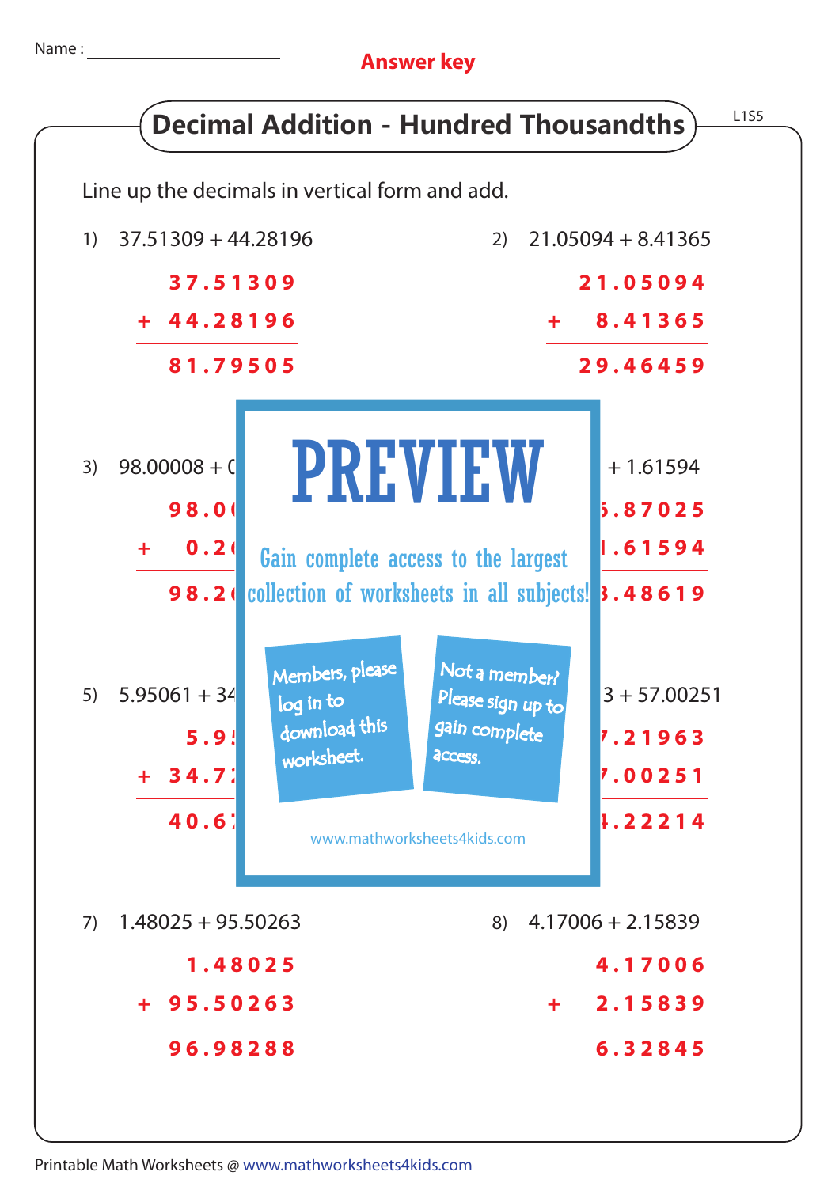Name : ______________________

**Answer key**

# Decimal Addition - Hundred Thousandths

L1S5

Line up the decimals in vertical form and add.

1) $37.51309 + 44.28196$

```
  37.51309
+ 44.28196
----------
  81.79505
```

2) $21.05094 + 8.41365$

```
  21.05094
+  8.41365
----------
  29.46459
```

3) $98.00008 +$ 0

```
  98.0
+  0.2
----------
  98.2
```

4) + 1.61594

```
  .87025
  .61594
----------
  .48619
```

5) $5.95061 +$ 34

```
   5.9
+ 34.7
----------
  40.6
```

6) 3 + 57.00251

```
  .21963
  .00251
----------
  .22214
```

PREVIEW

Gain complete access to the largest collection of worksheets in all subjects!

Members, please log in to download this worksheet.

Not a member? Please sign up to gain complete access.

www.mathworksheets4kids.com

7) $1.48025 + 95.50263$

```
   1.48025
+ 95.50263
----------
  96.98288
```

8) $4.17006 + 2.15839$

```
   4.17006
+  2.15839
----------
   6.32845
```

Printable Math Worksheets @ www.mathworksheets4kids.com